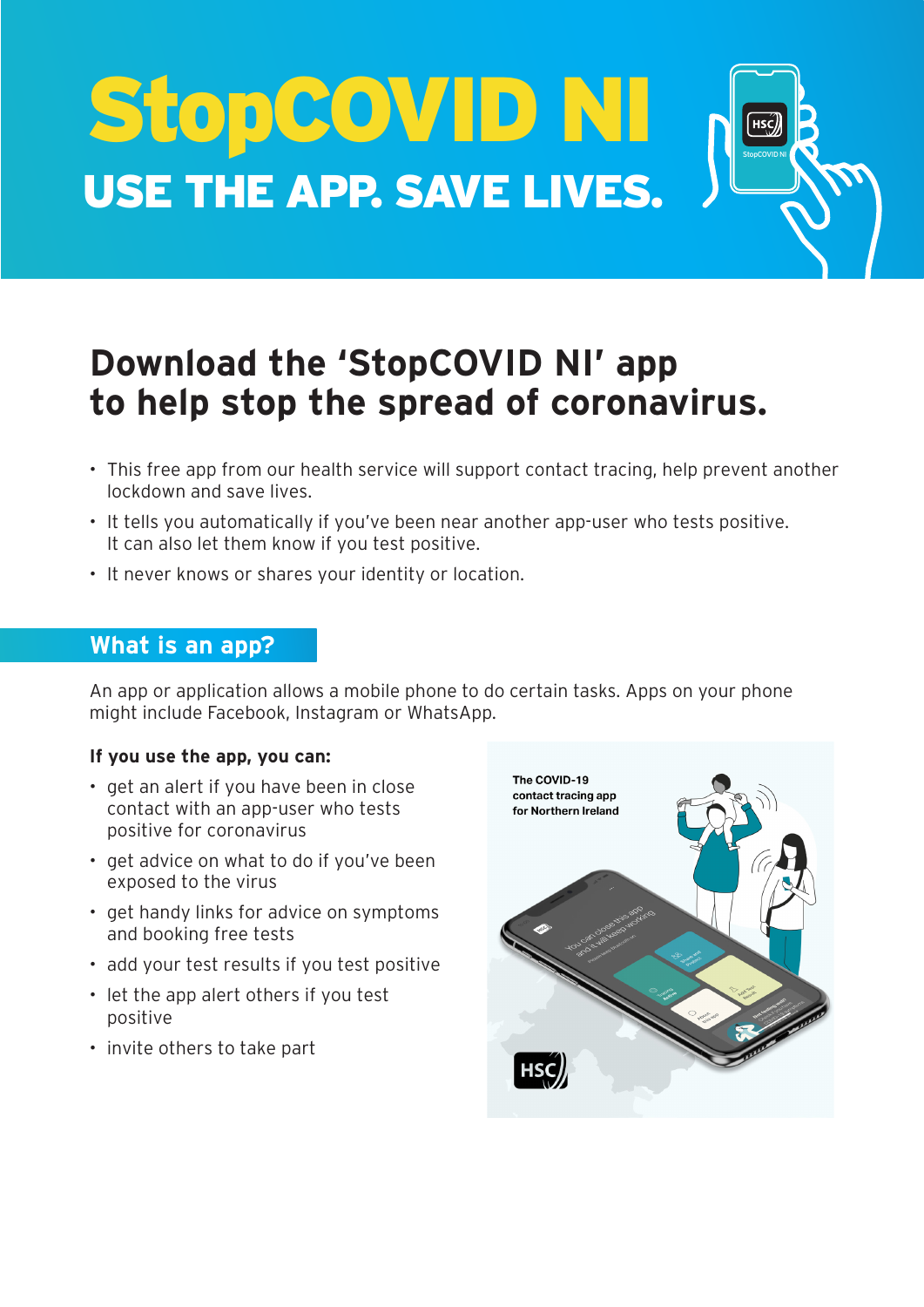# StopCOVID NI

## USE THE APP. SAVE LIVES.

## Download the 'StopCOVID NI' app to help stop the spread of coronavirus.

- This free app from our health service will support contact tracing, help prevent another lockdown and save lives.
- It tells you automatically if you've been near another app-user who tests positive. It can also let them know if you test positive.
- It never knows or shares your identity or location.

## What is an app?

An app or application allows a mobile phone to do certain tasks. Apps on your phone might include Facebook, Instagram or WhatsApp.

**If you use the app, you can:**

- get an alert if you have been in close contact with an app-user who tests positive for coronavirus
- get advice on what to do if you've been exposed to the virus
- get handy links for advice on symptoms and booking free tests
- add your test results if you test positive
- let the app alert others if you test positive
- invite others to take part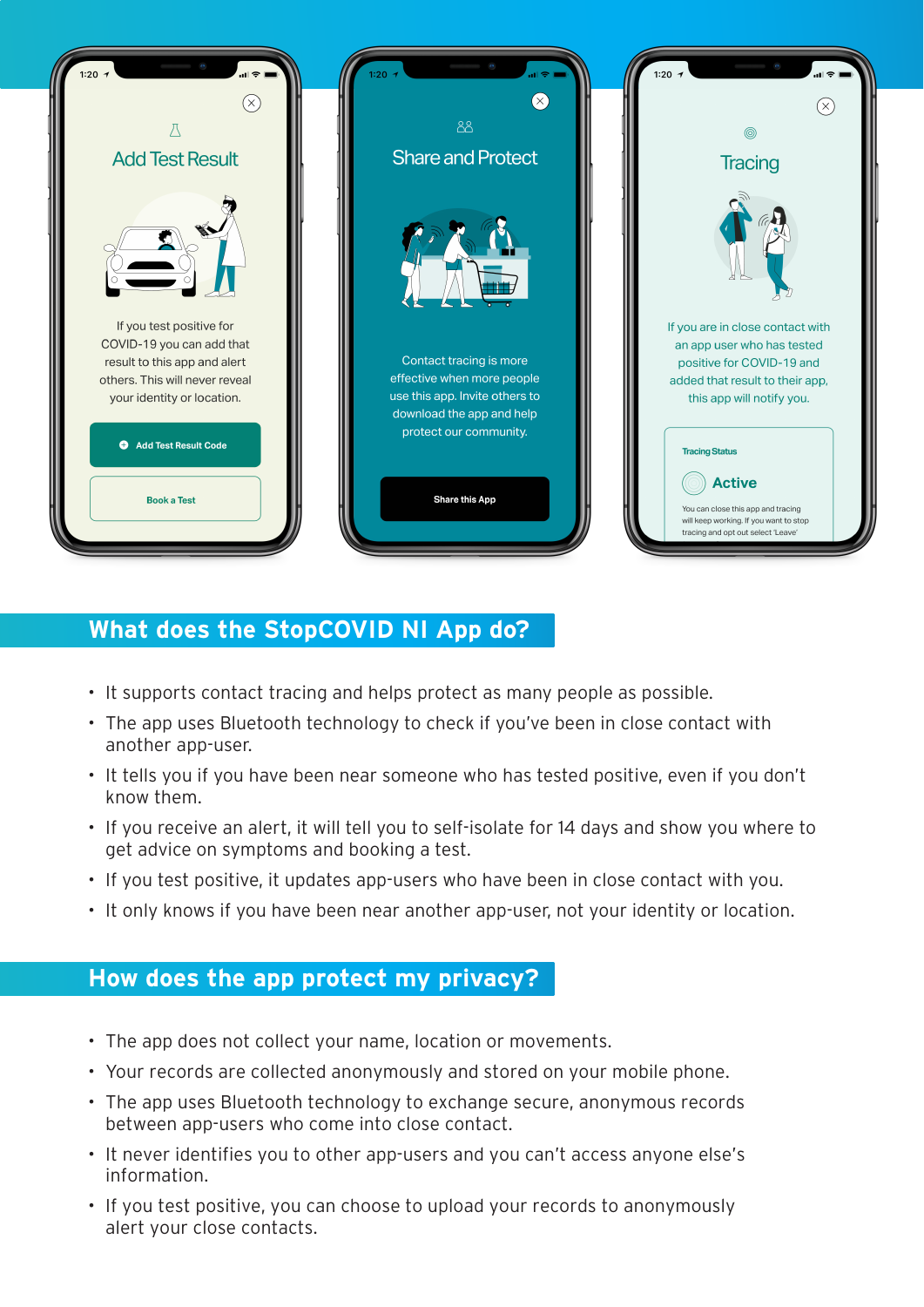## What does the StopCOVID NI App do?

- It supports contact tracing and helps protect as many people as possible.
- The app uses Bluetooth technology to check if you've been in close contact with another app-user.
- It tells you if you have been near someone who has tested positive, even if you don't know them.
- If you receive an alert, it will tell you to self-isolate for 14 days and show you where to get advice on symptoms and booking a test.
- If you test positive, it updates app-users who have been in close contact with you.
- It only knows if you have been near another app-user, not your identity or location.

## How does the app protect my privacy?

- The app does not collect your name, location or movements.
- Your records are collected anonymously and stored on your mobile phone.
- The app uses Bluetooth technology to exchange secure, anonymous records between app-users who come into close contact.
- It never identifies you to other app-users and you can't access anyone else's information.
- If you test positive, you can choose to upload your records to anonymously alert your close contacts.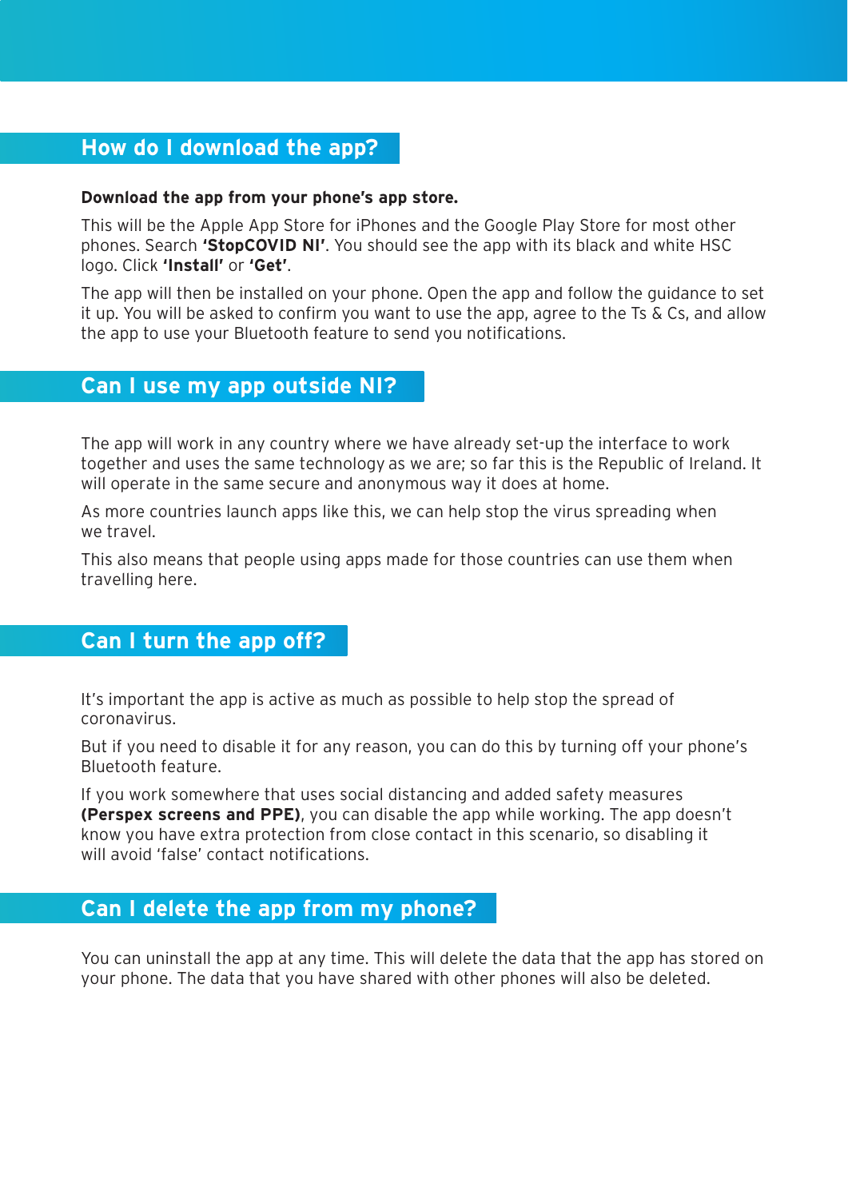## How do I download the app?

**Download the app from your phone's app store.**

This will be the Apple App Store for iPhones and the Google Play Store for most other phones. Search **'StopCOVID NI'**. You should see the app with its black and white HSC logo. Click **'Install'** or **'Get'**.

The app will then be installed on your phone. Open the app and follow the guidance to set it up. You will be asked to confirm you want to use the app, agree to the Ts & Cs, and allow the app to use your Bluetooth feature to send you notifications.

## Can I use my app outside NI?

The app will work in any country where we have already set-up the interface to work together and uses the same technology as we are; so far this is the Republic of Ireland. It will operate in the same secure and anonymous way it does at home.

As more countries launch apps like this, we can help stop the virus spreading when we travel.

This also means that people using apps made for those countries can use them when travelling here.

## Can I turn the app off?

It's important the app is active as much as possible to help stop the spread of coronavirus.

But if you need to disable it for any reason, you can do this by turning off your phone's Bluetooth feature.

If you work somewhere that uses social distancing and added safety measures **(Perspex screens and PPE)**, you can disable the app while working. The app doesn't know you have extra protection from close contact in this scenario, so disabling it will avoid 'false' contact notifications.

## Can I delete the app from my phone?

You can uninstall the app at any time. This will delete the data that the app has stored on your phone. The data that you have shared with other phones will also be deleted.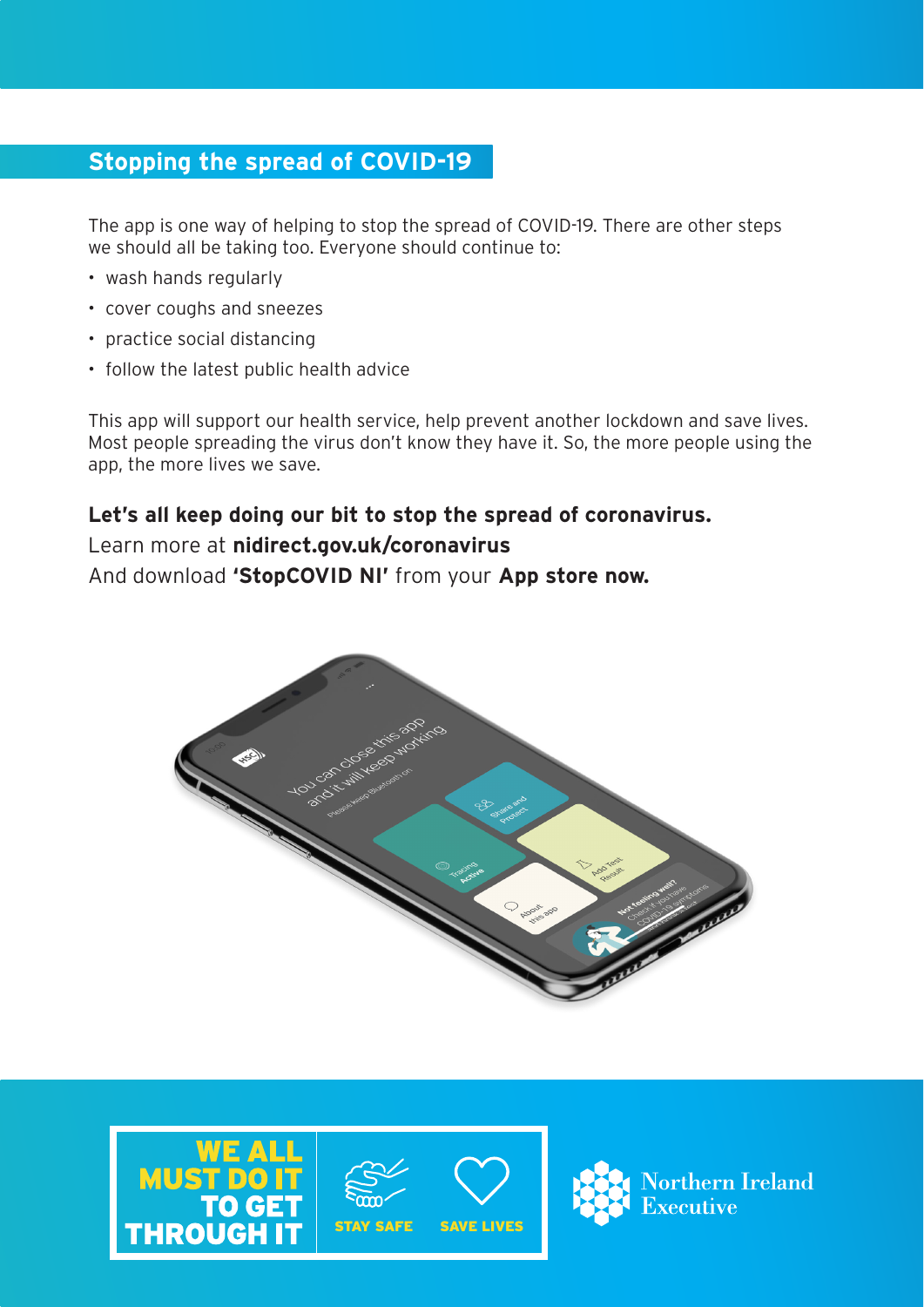## Stopping the spread of COVID-19

The app is one way of helping to stop the spread of COVID-19. There are other steps we should all be taking too. Everyone should continue to:

- wash hands regularly
- cover coughs and sneezes
- practice social distancing
- follow the latest public health advice

This app will support our health service, help prevent another lockdown and save lives. Most people spreading the virus don't know they have it. So, the more people using the app, the more lives we save.

**Let's all keep doing our bit to stop the spread of coronavirus.**

Learn more at **nidirect.gov.uk/coronavirus**

And download **'StopCOVID NI'** from your **App store now.**

WE ALL MUST DO IT TO GET THROUGH IT

STAY SAFE

SAVE LIVES

Northern Ireland Executive